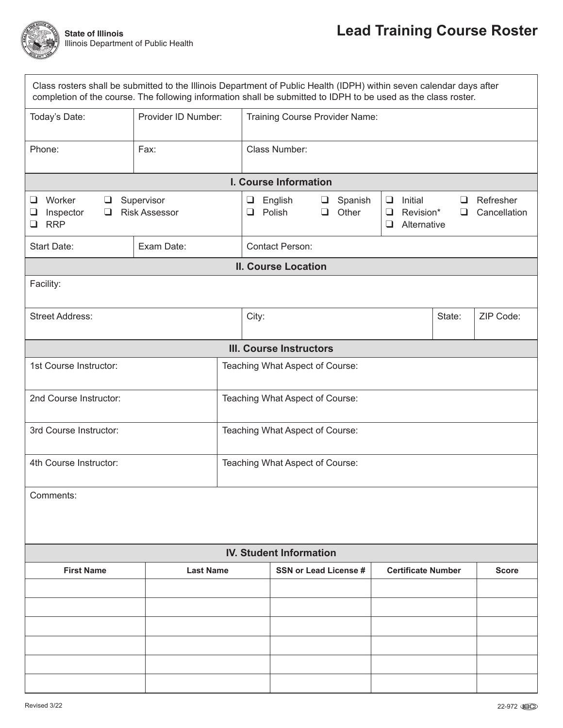State of Illinois
Illinois Department of Public Health

# Lead Training Course Roster

Class rosters shall be submitted to the Illinois Department of Public Health (IDPH) within seven calendar days after completion of the course. The following information shall be submitted to IDPH to be used as the class roster.

| Today's Date: | Provider ID Number: | Training Course Provider Name: |
|---|---|---|
| Phone: | Fax: | Class Number: |

## I. Course Information

- ❑ Worker ❑ Supervisor
- ❑ Inspector ❑ Risk Assessor
- ❑ RRP

- ❑ English ❑ Spanish
- ❑ Polish ❑ Other

- ❑ Initial ❑ Refresher
- ❑ Revision* ❑ Cancellation
- ❑ Alternative

| Start Date: | Exam Date: | Contact Person: |
|---|---|---|

## II. Course Location

Facility:

| Street Address: | City: | State: | ZIP Code: |
|---|---|---|---|

## III. Course Instructors

| 1st Course Instructor: | Teaching What Aspect of Course: |
|---|---|
| 2nd Course Instructor: | Teaching What Aspect of Course: |
| 3rd Course Instructor: | Teaching What Aspect of Course: |
| 4th Course Instructor: | Teaching What Aspect of Course: |

Comments:

## IV. Student Information

| First Name | Last Name | SSN or Lead License # | Certificate Number | Score |
|---|---|---|---|---|
| | | | | |
| | | | | |
| | | | | |
| | | | | |
| | | | | |
| | | | | |

Revised 3/22

22-972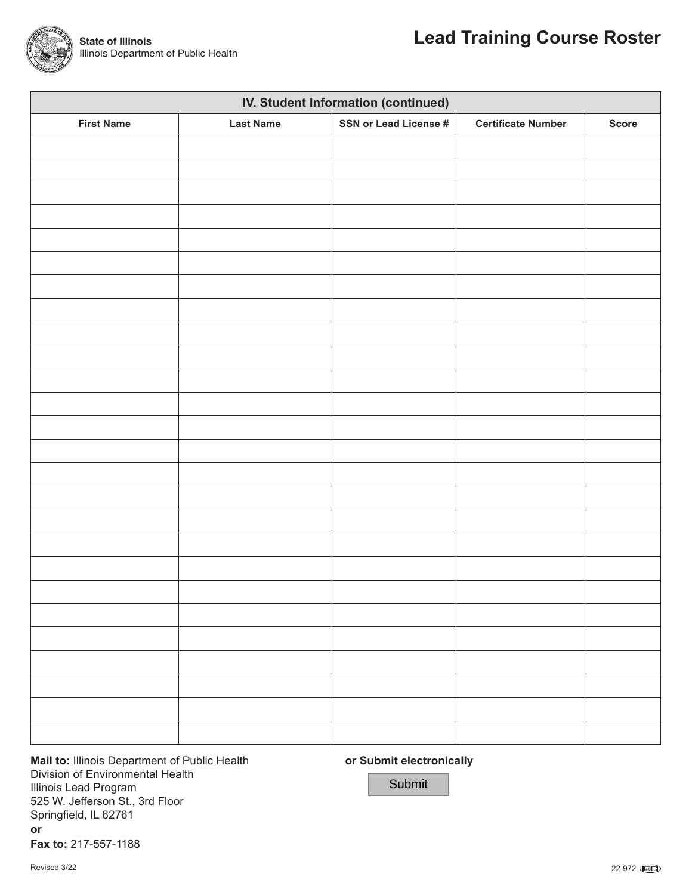State of Illinois
Illinois Department of Public Health

# Lead Training Course Roster

| IV. Student Information (continued) | | | | |
|---|---|---|---|---|
| **First Name** | **Last Name** | **SSN or Lead License #** | **Certificate Number** | **Score** |
| | | | | |
| | | | | |
| | | | | |
| | | | | |
| | | | | |
| | | | | |
| | | | | |
| | | | | |
| | | | | |
| | | | | |
| | | | | |
| | | | | |
| | | | | |
| | | | | |
| | | | | |
| | | | | |
| | | | | |
| | | | | |
| | | | | |
| | | | | |
| | | | | |
| | | | | |
| | | | | |
| | | | | |
| | | | | |
| | | | | |

**Mail to:** Illinois Department of Public Health
Division of Environmental Health
Illinois Lead Program
525 W. Jefferson St., 3rd Floor
Springfield, IL 62761
**or**
**Fax to:** 217-557-1188

**or Submit electronically**

Submit

Revised 3/22

22-972